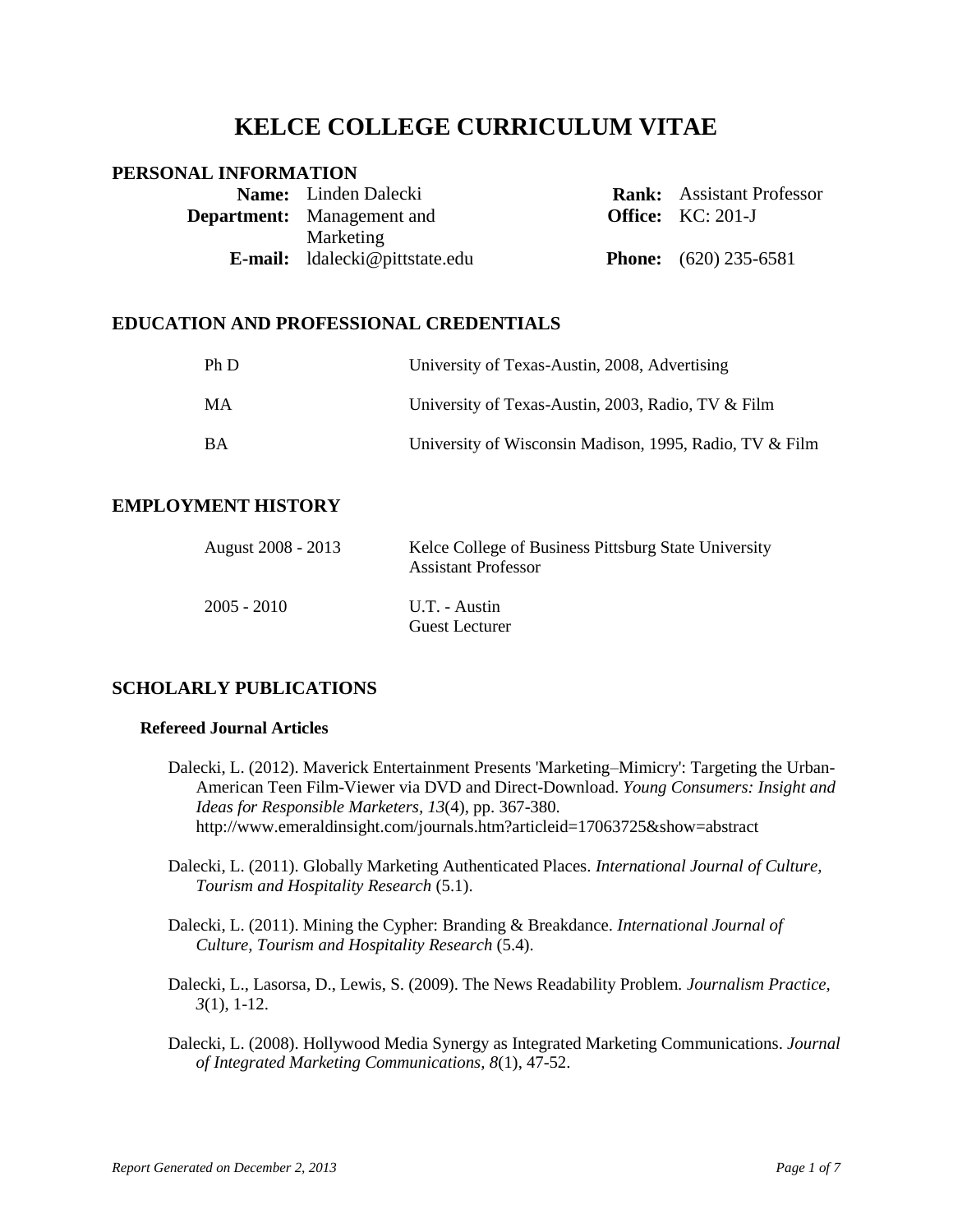# KELCE COLLEGE CURRICULUM VITAE

## PERSONAL INFORMATION

| | | | |
|---|---|---|---|
| **Name:** | Linden Dalecki | **Rank:** | Assistant Professor |
| **Department:** | Management and Marketing | **Office:** | KC: 201-J |
| **E-mail:** | ldalecki@pittstate.edu | **Phone:** | (620) 235-6581 |

## EDUCATION AND PROFESSIONAL CREDENTIALS

| | |
|---|---|
| Ph D | University of Texas-Austin, 2008, Advertising |
| MA | University of Texas-Austin, 2003, Radio, TV & Film |
| BA | University of Wisconsin Madison, 1995, Radio, TV & Film |

## EMPLOYMENT HISTORY

| | |
|---|---|
| August 2008 - 2013 | Kelce College of Business Pittsburg State University<br>Assistant Professor |
| 2005 - 2010 | U.T. - Austin<br>Guest Lecturer |

## SCHOLARLY PUBLICATIONS

### Refereed Journal Articles

Dalecki, L. (2012). Maverick Entertainment Presents 'Marketing–Mimicry': Targeting the Urban-American Teen Film-Viewer via DVD and Direct-Download. *Young Consumers: Insight and Ideas for Responsible Marketers, 13*(4), pp. 367-380. http://www.emeraldinsight.com/journals.htm?articleid=17063725&show=abstract

Dalecki, L. (2011). Globally Marketing Authenticated Places. *International Journal of Culture, Tourism and Hospitality Research* (5.1).

Dalecki, L. (2011). Mining the Cypher: Branding & Breakdance. *International Journal of Culture, Tourism and Hospitality Research* (5.4).

Dalecki, L., Lasorsa, D., Lewis, S. (2009). The News Readability Problem. *Journalism Practice, 3*(1), 1-12.

Dalecki, L. (2008). Hollywood Media Synergy as Integrated Marketing Communications. *Journal of Integrated Marketing Communications, 8*(1), 47-52.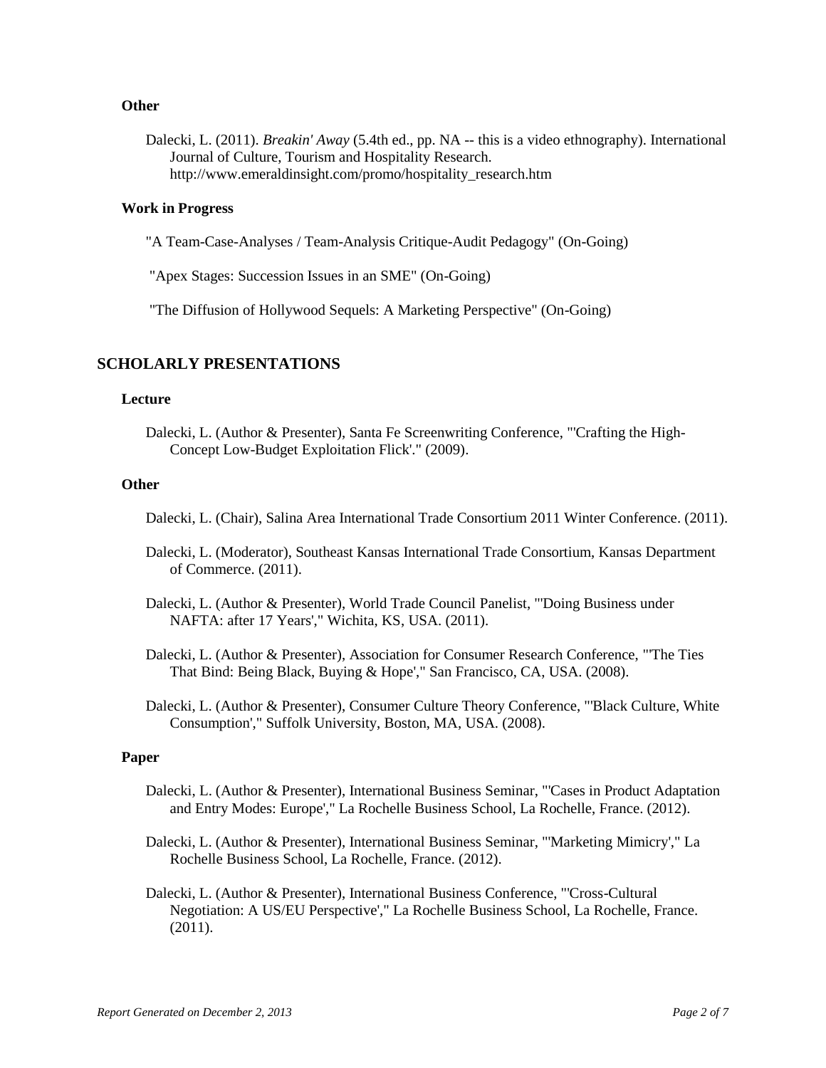### Other

Dalecki, L. (2011). *Breakin' Away* (5.4th ed., pp. NA -- this is a video ethnography). International Journal of Culture, Tourism and Hospitality Research. http://www.emeraldinsight.com/promo/hospitality_research.htm

### Work in Progress

"A Team-Case-Analyses / Team-Analysis Critique-Audit Pedagogy" (On-Going)

"Apex Stages: Succession Issues in an SME" (On-Going)

"The Diffusion of Hollywood Sequels: A Marketing Perspective" (On-Going)

## SCHOLARLY PRESENTATIONS

### Lecture

Dalecki, L. (Author & Presenter), Santa Fe Screenwriting Conference, "'Crafting the High-Concept Low-Budget Exploitation Flick'." (2009).

### Other

Dalecki, L. (Chair), Salina Area International Trade Consortium 2011 Winter Conference. (2011).

Dalecki, L. (Moderator), Southeast Kansas International Trade Consortium, Kansas Department of Commerce. (2011).

Dalecki, L. (Author & Presenter), World Trade Council Panelist, "'Doing Business under NAFTA: after 17 Years'," Wichita, KS, USA. (2011).

Dalecki, L. (Author & Presenter), Association for Consumer Research Conference, "'The Ties That Bind: Being Black, Buying & Hope'," San Francisco, CA, USA. (2008).

Dalecki, L. (Author & Presenter), Consumer Culture Theory Conference, "'Black Culture, White Consumption'," Suffolk University, Boston, MA, USA. (2008).

### Paper

Dalecki, L. (Author & Presenter), International Business Seminar, "'Cases in Product Adaptation and Entry Modes: Europe'," La Rochelle Business School, La Rochelle, France. (2012).

Dalecki, L. (Author & Presenter), International Business Seminar, "'Marketing Mimicry'," La Rochelle Business School, La Rochelle, France. (2012).

Dalecki, L. (Author & Presenter), International Business Conference, "'Cross-Cultural Negotiation: A US/EU Perspective'," La Rochelle Business School, La Rochelle, France. (2011).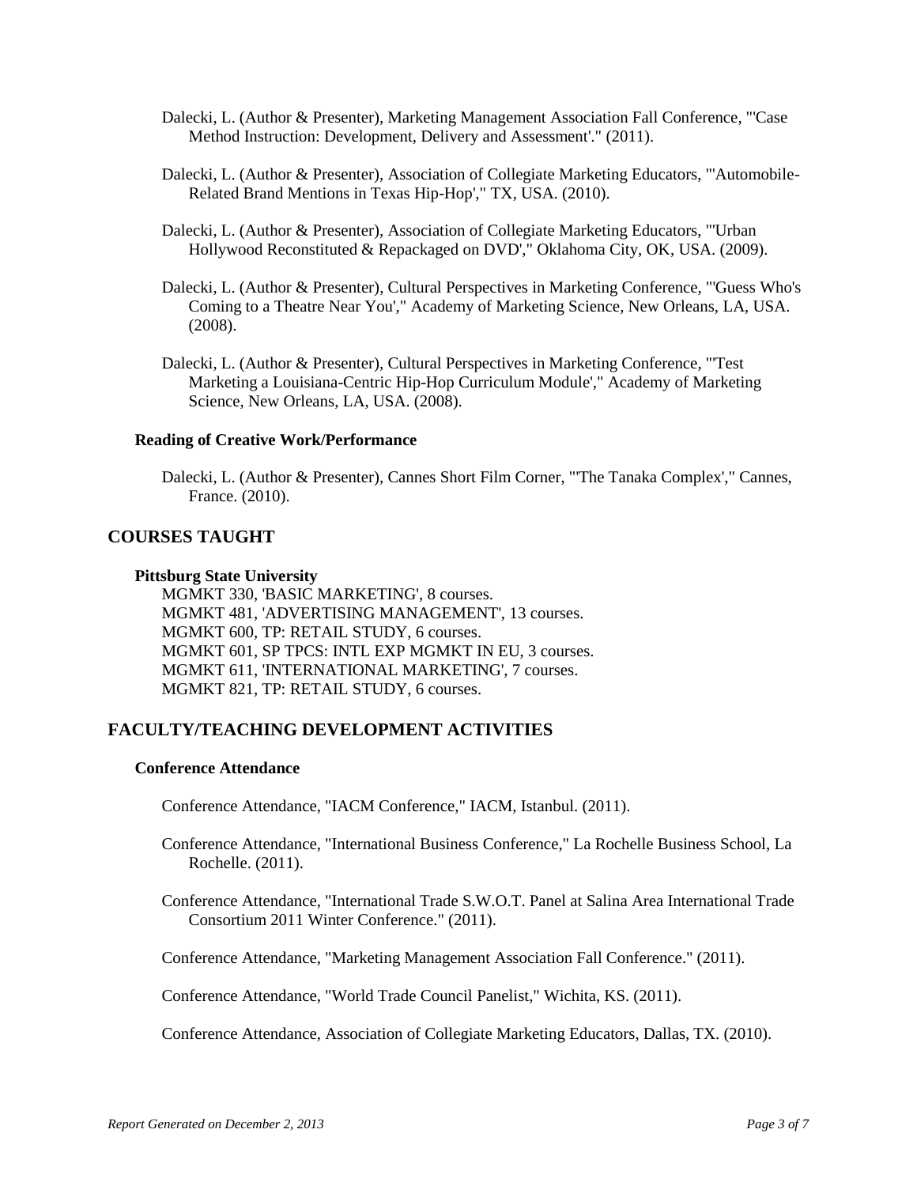Dalecki, L. (Author & Presenter), Marketing Management Association Fall Conference, "'Case Method Instruction: Development, Delivery and Assessment'." (2011).

Dalecki, L. (Author & Presenter), Association of Collegiate Marketing Educators, "'Automobile-Related Brand Mentions in Texas Hip-Hop'," TX, USA. (2010).

Dalecki, L. (Author & Presenter), Association of Collegiate Marketing Educators, "'Urban Hollywood Reconstituted & Repackaged on DVD'," Oklahoma City, OK, USA. (2009).

Dalecki, L. (Author & Presenter), Cultural Perspectives in Marketing Conference, "'Guess Who's Coming to a Theatre Near You'," Academy of Marketing Science, New Orleans, LA, USA. (2008).

Dalecki, L. (Author & Presenter), Cultural Perspectives in Marketing Conference, "'Test Marketing a Louisiana-Centric Hip-Hop Curriculum Module'," Academy of Marketing Science, New Orleans, LA, USA. (2008).

### Reading of Creative Work/Performance

Dalecki, L. (Author & Presenter), Cannes Short Film Corner, "'The Tanaka Complex'," Cannes, France. (2010).

## COURSES TAUGHT

### Pittsburg State University

MGMKT 330, 'BASIC MARKETING', 8 courses.
MGMKT 481, 'ADVERTISING MANAGEMENT', 13 courses.
MGMKT 600, TP: RETAIL STUDY, 6 courses.
MGMKT 601, SP TPCS: INTL EXP MGMKT IN EU, 3 courses.
MGMKT 611, 'INTERNATIONAL MARKETING', 7 courses.
MGMKT 821, TP: RETAIL STUDY, 6 courses.

## FACULTY/TEACHING DEVELOPMENT ACTIVITIES

### Conference Attendance

Conference Attendance, "IACM Conference," IACM, Istanbul. (2011).

Conference Attendance, "International Business Conference," La Rochelle Business School, La Rochelle. (2011).

Conference Attendance, "International Trade S.W.O.T. Panel at Salina Area International Trade Consortium 2011 Winter Conference." (2011).

Conference Attendance, "Marketing Management Association Fall Conference." (2011).

Conference Attendance, "World Trade Council Panelist," Wichita, KS. (2011).

Conference Attendance, Association of Collegiate Marketing Educators, Dallas, TX. (2010).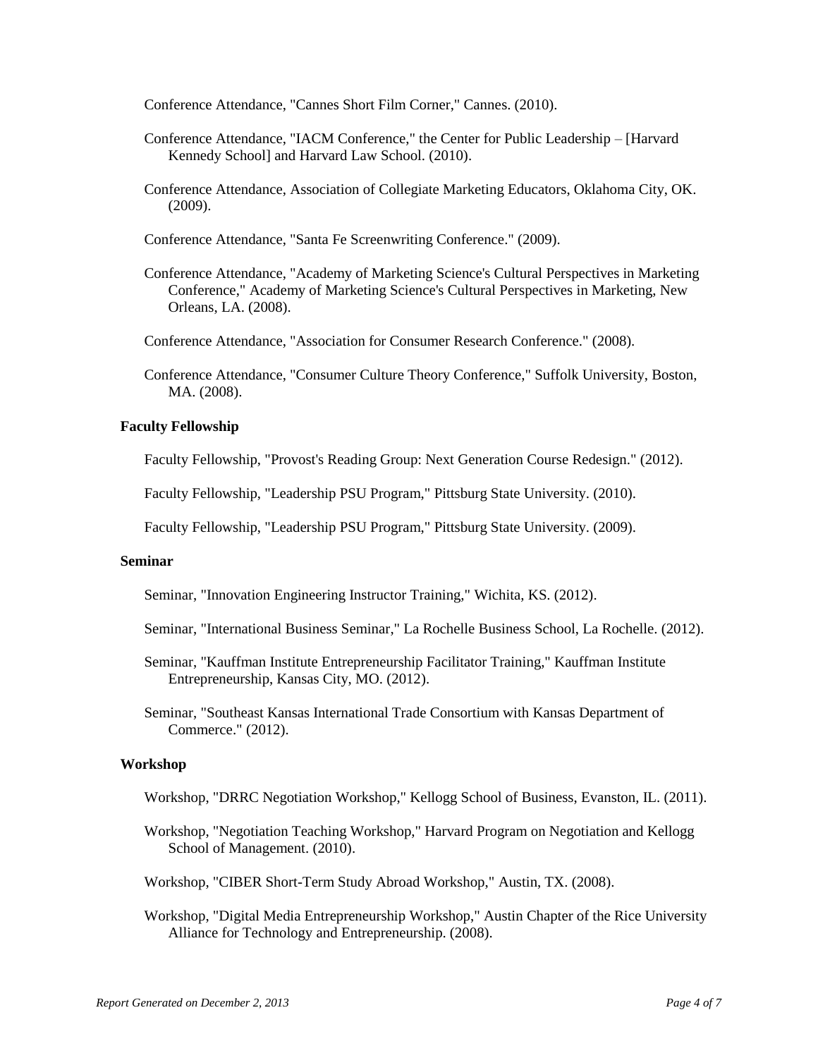Conference Attendance, "Cannes Short Film Corner," Cannes. (2010).

Conference Attendance, "IACM Conference," the Center for Public Leadership – [Harvard Kennedy School] and Harvard Law School. (2010).

Conference Attendance, Association of Collegiate Marketing Educators, Oklahoma City, OK. (2009).

Conference Attendance, "Santa Fe Screenwriting Conference." (2009).

Conference Attendance, "Academy of Marketing Science's Cultural Perspectives in Marketing Conference," Academy of Marketing Science's Cultural Perspectives in Marketing, New Orleans, LA. (2008).

Conference Attendance, "Association for Consumer Research Conference." (2008).

Conference Attendance, "Consumer Culture Theory Conference," Suffolk University, Boston, MA. (2008).

**Faculty Fellowship**

Faculty Fellowship, "Provost's Reading Group: Next Generation Course Redesign." (2012).

Faculty Fellowship, "Leadership PSU Program," Pittsburg State University. (2010).

Faculty Fellowship, "Leadership PSU Program," Pittsburg State University. (2009).

**Seminar**

Seminar, "Innovation Engineering Instructor Training," Wichita, KS. (2012).

Seminar, "International Business Seminar," La Rochelle Business School, La Rochelle. (2012).

Seminar, "Kauffman Institute Entrepreneurship Facilitator Training," Kauffman Institute Entrepreneurship, Kansas City, MO. (2012).

Seminar, "Southeast Kansas International Trade Consortium with Kansas Department of Commerce." (2012).

**Workshop**

Workshop, "DRRC Negotiation Workshop," Kellogg School of Business, Evanston, IL. (2011).

Workshop, "Negotiation Teaching Workshop," Harvard Program on Negotiation and Kellogg School of Management. (2010).

Workshop, "CIBER Short-Term Study Abroad Workshop," Austin, TX. (2008).

Workshop, "Digital Media Entrepreneurship Workshop," Austin Chapter of the Rice University Alliance for Technology and Entrepreneurship. (2008).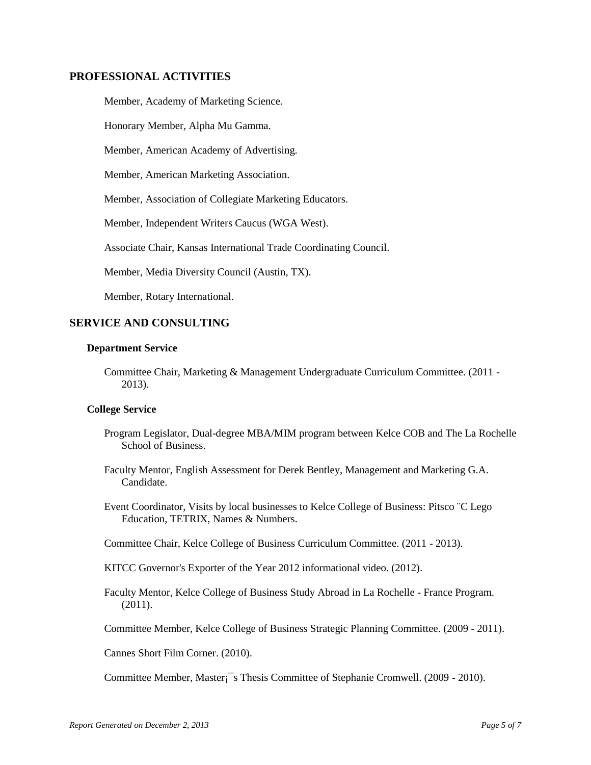## PROFESSIONAL ACTIVITIES

Member, Academy of Marketing Science.

Honorary Member, Alpha Mu Gamma.

Member, American Academy of Advertising.

Member, American Marketing Association.

Member, Association of Collegiate Marketing Educators.

Member, Independent Writers Caucus (WGA West).

Associate Chair, Kansas International Trade Coordinating Council.

Member, Media Diversity Council (Austin, TX).

Member, Rotary International.

## SERVICE AND CONSULTING

### Department Service

Committee Chair, Marketing & Management Undergraduate Curriculum Committee. (2011 - 2013).

### College Service

Program Legislator, Dual-degree MBA/MIM program between Kelce COB and The La Rochelle School of Business.

Faculty Mentor, English Assessment for Derek Bentley, Management and Marketing G.A. Candidate.

Event Coordinator, Visits by local businesses to Kelce College of Business: Pitsco ¨C Lego Education, TETRIX, Names & Numbers.

Committee Chair, Kelce College of Business Curriculum Committee. (2011 - 2013).

KITCC Governor's Exporter of the Year 2012 informational video. (2012).

Faculty Mentor, Kelce College of Business Study Abroad in La Rochelle - France Program. (2011).

Committee Member, Kelce College of Business Strategic Planning Committee. (2009 - 2011).

Cannes Short Film Corner. (2010).

Committee Member, Master¡¯s Thesis Committee of Stephanie Cromwell. (2009 - 2010).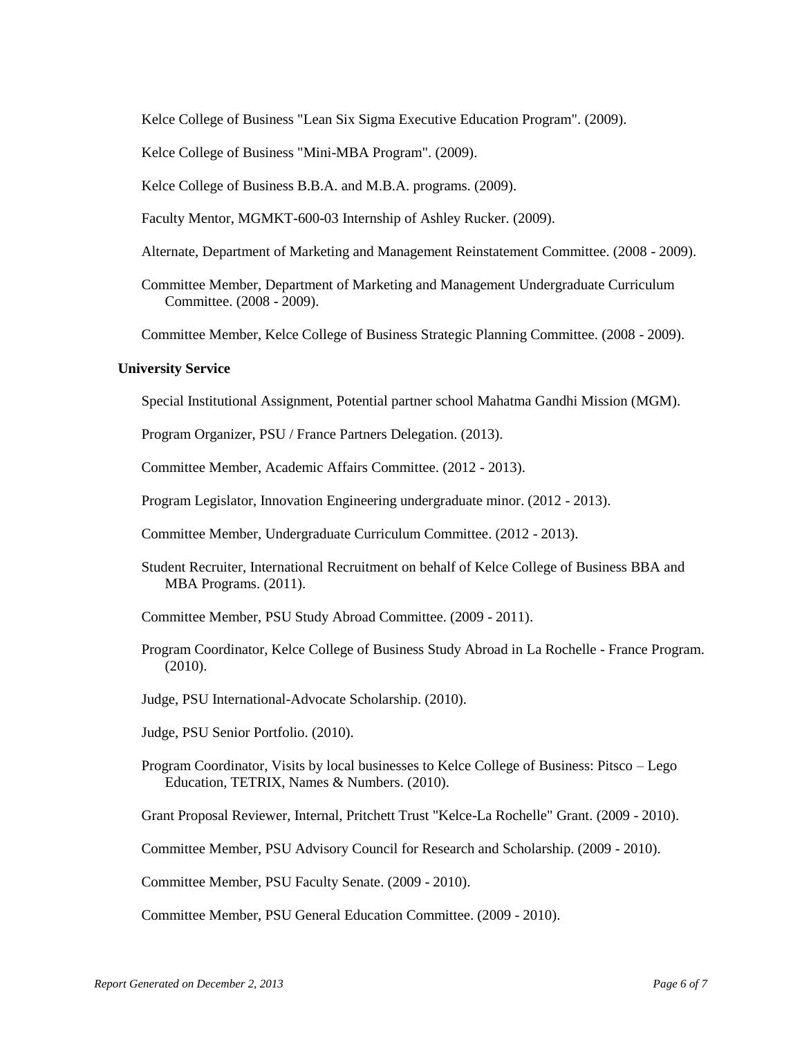Kelce College of Business "Lean Six Sigma Executive Education Program". (2009).

Kelce College of Business "Mini-MBA Program". (2009).

Kelce College of Business B.B.A. and M.B.A. programs. (2009).

Faculty Mentor, MGMKT-600-03 Internship of Ashley Rucker. (2009).

Alternate, Department of Marketing and Management Reinstatement Committee. (2008 - 2009).

Committee Member, Department of Marketing and Management Undergraduate Curriculum Committee. (2008 - 2009).

Committee Member, Kelce College of Business Strategic Planning Committee. (2008 - 2009).

**University Service**

Special Institutional Assignment, Potential partner school Mahatma Gandhi Mission (MGM).

Program Organizer, PSU / France Partners Delegation. (2013).

Committee Member, Academic Affairs Committee. (2012 - 2013).

Program Legislator, Innovation Engineering undergraduate minor. (2012 - 2013).

Committee Member, Undergraduate Curriculum Committee. (2012 - 2013).

Student Recruiter, International Recruitment on behalf of Kelce College of Business BBA and MBA Programs. (2011).

Committee Member, PSU Study Abroad Committee. (2009 - 2011).

Program Coordinator, Kelce College of Business Study Abroad in La Rochelle - France Program. (2010).

Judge, PSU International-Advocate Scholarship. (2010).

Judge, PSU Senior Portfolio. (2010).

Program Coordinator, Visits by local businesses to Kelce College of Business: Pitsco – Lego Education, TETRIX, Names & Numbers. (2010).

Grant Proposal Reviewer, Internal, Pritchett Trust "Kelce-La Rochelle" Grant. (2009 - 2010).

Committee Member, PSU Advisory Council for Research and Scholarship. (2009 - 2010).

Committee Member, PSU Faculty Senate. (2009 - 2010).

Committee Member, PSU General Education Committee. (2009 - 2010).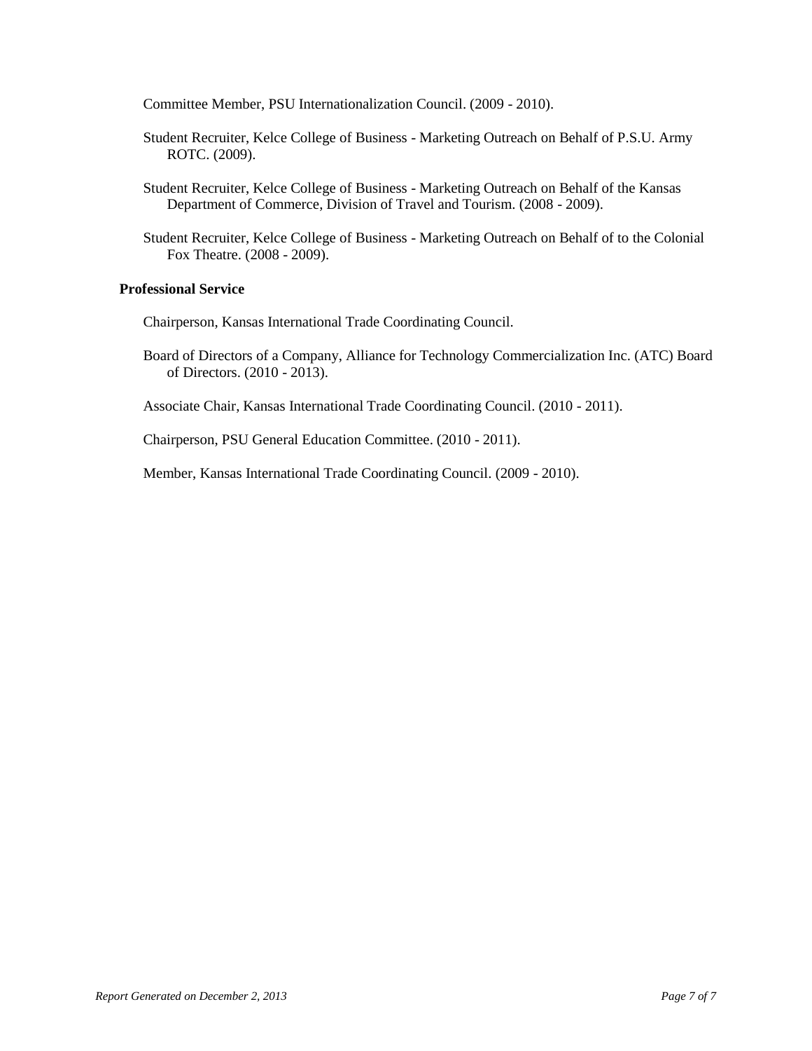Committee Member, PSU Internationalization Council. (2009 - 2010).

Student Recruiter, Kelce College of Business - Marketing Outreach on Behalf of P.S.U. Army ROTC. (2009).

Student Recruiter, Kelce College of Business - Marketing Outreach on Behalf of the Kansas Department of Commerce, Division of Travel and Tourism. (2008 - 2009).

Student Recruiter, Kelce College of Business - Marketing Outreach on Behalf of to the Colonial Fox Theatre. (2008 - 2009).

**Professional Service**

Chairperson, Kansas International Trade Coordinating Council.

Board of Directors of a Company, Alliance for Technology Commercialization Inc. (ATC) Board of Directors. (2010 - 2013).

Associate Chair, Kansas International Trade Coordinating Council. (2010 - 2011).

Chairperson, PSU General Education Committee. (2010 - 2011).

Member, Kansas International Trade Coordinating Council. (2009 - 2010).